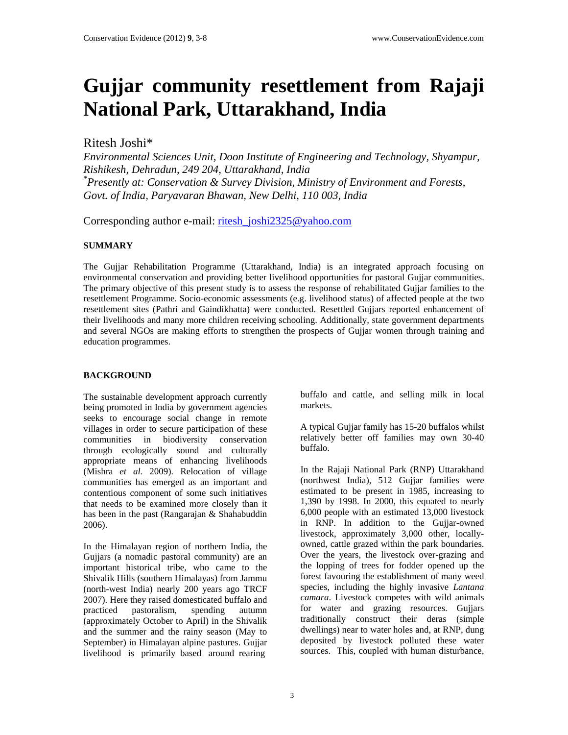# Gujjar community resettlement from Rajaji National Park, Uttarakhand, India

Ritesh Joshi*

*Environmental Sciences Unit, Doon Institute of Engineering and Technology, Shyampur, Rishikesh, Dehradun, 249 204, Uttarakhand, India*

*Presently at: Conservation & Survey Division, Ministry of Environment and Forests, Govt. of India, Paryavaran Bhawan, New Delhi, 110 003, India*

Corresponding author e-mail: ritesh_joshi2325@yahoo.com

## SUMMARY

The Gujjar Rehabilitation Programme (Uttarakhand, India) is an integrated approach focusing on environmental conservation and providing better livelihood opportunities for pastoral Gujjar communities. The primary objective of this present study is to assess the response of rehabilitated Gujjar families to the resettlement Programme. Socio-economic assessments (e.g. livelihood status) of affected people at the two resettlement sites (Pathri and Gaindikhatta) were conducted. Resettled Gujjars reported enhancement of their livelihoods and many more children receiving schooling. Additionally, state government departments and several NGOs are making efforts to strengthen the prospects of Gujjar women through training and education programmes.

## BACKGROUND

The sustainable development approach currently being promoted in India by government agencies seeks to encourage social change in remote villages in order to secure participation of these communities in biodiversity conservation through ecologically sound and culturally appropriate means of enhancing livelihoods (Mishra *et al.* 2009). Relocation of village communities has emerged as an important and contentious component of some such initiatives that needs to be examined more closely than it has been in the past (Rangarajan & Shahabuddin 2006).

In the Himalayan region of northern India, the Gujjars (a nomadic pastoral community) are an important historical tribe, who came to the Shivalik Hills (southern Himalayas) from Jammu (north-west India) nearly 200 years ago TRCF 2007). Here they raised domesticated buffalo and practiced pastoralism, spending autumn (approximately October to April) in the Shivalik and the summer and the rainy season (May to September) in Himalayan alpine pastures. Gujjar livelihood is primarily based around rearing buffalo and cattle, and selling milk in local markets.

A typical Gujjar family has 15-20 buffalos whilst relatively better off families may own 30-40 buffalo.

In the Rajaji National Park (RNP) Uttarakhand (northwest India), 512 Gujjar families were estimated to be present in 1985, increasing to 1,390 by 1998. In 2000, this equated to nearly 6,000 people with an estimated 13,000 livestock in RNP. In addition to the Gujjar-owned livestock, approximately 3,000 other, locally-owned, cattle grazed within the park boundaries. Over the years, the livestock over-grazing and the lopping of trees for fodder opened up the forest favouring the establishment of many weed species, including the highly invasive *Lantana camara*. Livestock competes with wild animals for water and grazing resources. Gujjars traditionally construct their deras (simple dwellings) near to water holes and, at RNP, dung deposited by livestock polluted these water sources. This, coupled with human disturbance,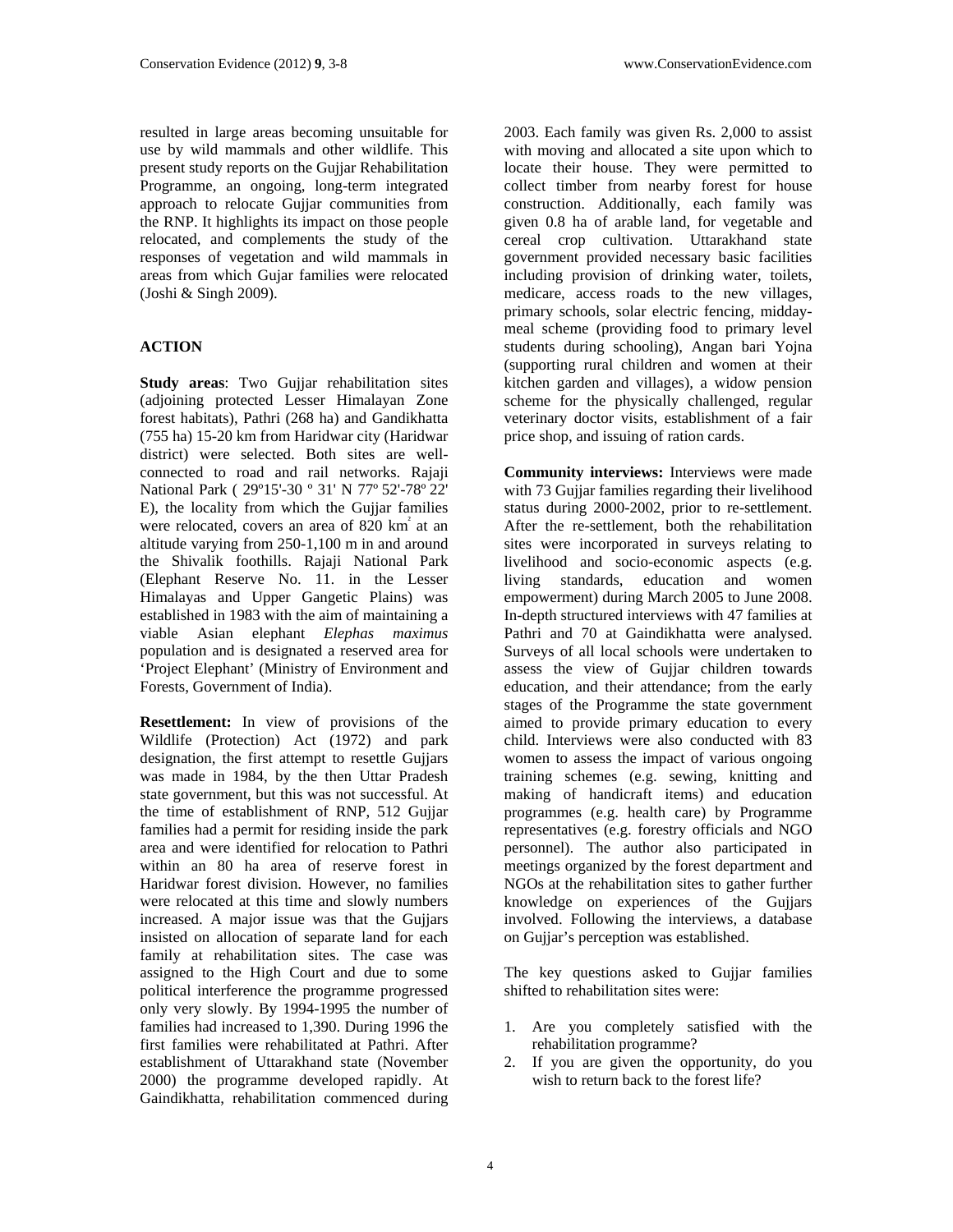resulted in large areas becoming unsuitable for use by wild mammals and other wildlife. This present study reports on the Gujjar Rehabilitation Programme, an ongoing, long-term integrated approach to relocate Gujjar communities from the RNP. It highlights its impact on those people relocated, and complements the study of the responses of vegetation and wild mammals in areas from which Gujar families were relocated (Joshi & Singh 2009).

## ACTION

**Study areas**: Two Gujjar rehabilitation sites (adjoining protected Lesser Himalayan Zone forest habitats), Pathri (268 ha) and Gandikhatta (755 ha) 15-20 km from Haridwar city (Haridwar district) were selected. Both sites are well-connected to road and rail networks. Rajaji National Park ( 29º15'-30 º 31' N 77º 52'-78º 22' E), the locality from which the Gujjar families were relocated, covers an area of 820 km$^2$ at an altitude varying from 250-1,100 m in and around the Shivalik foothills. Rajaji National Park (Elephant Reserve No. 11. in the Lesser Himalayas and Upper Gangetic Plains) was established in 1983 with the aim of maintaining a viable Asian elephant *Elephas maximus* population and is designated a reserved area for 'Project Elephant' (Ministry of Environment and Forests, Government of India).

**Resettlement:** In view of provisions of the Wildlife (Protection) Act (1972) and park designation, the first attempt to resettle Gujjars was made in 1984, by the then Uttar Pradesh state government, but this was not successful. At the time of establishment of RNP, 512 Gujjar families had a permit for residing inside the park area and were identified for relocation to Pathri within an 80 ha area of reserve forest in Haridwar forest division. However, no families were relocated at this time and slowly numbers increased. A major issue was that the Gujjars insisted on allocation of separate land for each family at rehabilitation sites. The case was assigned to the High Court and due to some political interference the programme progressed only very slowly. By 1994-1995 the number of families had increased to 1,390. During 1996 the first families were rehabilitated at Pathri. After establishment of Uttarakhand state (November 2000) the programme developed rapidly. At Gaindikhatta, rehabilitation commenced during 2003. Each family was given Rs. 2,000 to assist with moving and allocated a site upon which to locate their house. They were permitted to collect timber from nearby forest for house construction. Additionally, each family was given 0.8 ha of arable land, for vegetable and cereal crop cultivation. Uttarakhand state government provided necessary basic facilities including provision of drinking water, toilets, medicare, access roads to the new villages, primary schools, solar electric fencing, midday-meal scheme (providing food to primary level students during schooling), Angan bari Yojna (supporting rural children and women at their kitchen garden and villages), a widow pension scheme for the physically challenged, regular veterinary doctor visits, establishment of a fair price shop, and issuing of ration cards.

**Community interviews:** Interviews were made with 73 Gujjar families regarding their livelihood status during 2000-2002, prior to re-settlement. After the re-settlement, both the rehabilitation sites were incorporated in surveys relating to livelihood and socio-economic aspects (e.g. living standards, education and women empowerment) during March 2005 to June 2008. In-depth structured interviews with 47 families at Pathri and 70 at Gaindikhatta were analysed. Surveys of all local schools were undertaken to assess the view of Gujjar children towards education, and their attendance; from the early stages of the Programme the state government aimed to provide primary education to every child. Interviews were also conducted with 83 women to assess the impact of various ongoing training schemes (e.g. sewing, knitting and making of handicraft items) and education programmes (e.g. health care) by Programme representatives (e.g. forestry officials and NGO personnel). The author also participated in meetings organized by the forest department and NGOs at the rehabilitation sites to gather further knowledge on experiences of the Gujjars involved. Following the interviews, a database on Gujjar's perception was established.

The key questions asked to Gujjar families shifted to rehabilitation sites were:

1. Are you completely satisfied with the rehabilitation programme?
2. If you are given the opportunity, do you wish to return back to the forest life?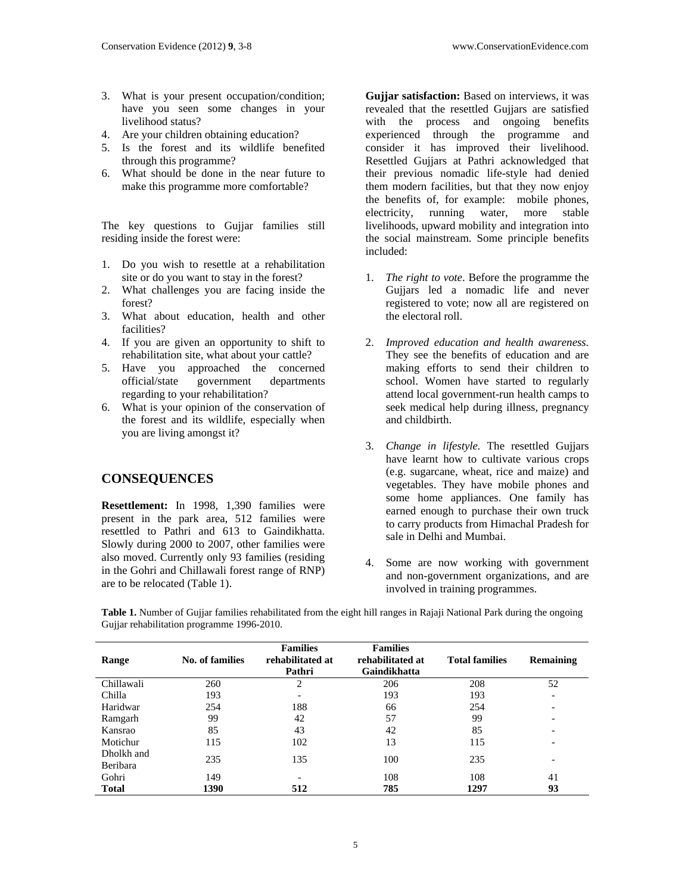3. What is your present occupation/condition; have you seen some changes in your livelihood status?
4. Are your children obtaining education?
5. Is the forest and its wildlife benefited through this programme?
6. What should be done in the near future to make this programme more comfortable?

The key questions to Gujjar families still residing inside the forest were:

1. Do you wish to resettle at a rehabilitation site or do you want to stay in the forest?
2. What challenges you are facing inside the forest?
3. What about education, health and other facilities?
4. If you are given an opportunity to shift to rehabilitation site, what about your cattle?
5. Have you approached the concerned official/state government departments regarding to your rehabilitation?
6. What is your opinion of the conservation of the forest and its wildlife, especially when you are living amongst it?

## CONSEQUENCES

**Resettlement:** In 1998, 1,390 families were present in the park area, 512 families were resettled to Pathri and 613 to Gaindikhatta. Slowly during 2000 to 2007, other families were also moved. Currently only 93 families (residing in the Gohri and Chillawali forest range of RNP) are to be relocated (Table 1).

**Gujjar satisfaction:** Based on interviews, it was revealed that the resettled Gujjars are satisfied with the process and ongoing benefits experienced through the programme and consider it has improved their livelihood. Resettled Gujjars at Pathri acknowledged that their previous nomadic life-style had denied them modern facilities, but that they now enjoy the benefits of, for example: mobile phones, electricity, running water, more stable livelihoods, upward mobility and integration into the social mainstream. Some principle benefits included:

1. *The right to vote*. Before the programme the Gujjars led a nomadic life and never registered to vote; now all are registered on the electoral roll.

2. *Improved education and health awareness.* They see the benefits of education and are making efforts to send their children to school. Women have started to regularly attend local government-run health camps to seek medical help during illness, pregnancy and childbirth.

3. *Change in lifestyle.* The resettled Gujjars have learnt how to cultivate various crops (e.g. sugarcane, wheat, rice and maize) and vegetables. They have mobile phones and some home appliances. One family has earned enough to purchase their own truck to carry products from Himachal Pradesh for sale in Delhi and Mumbai.

4. Some are now working with government and non-government organizations, and are involved in training programmes.

**Table 1.** Number of Gujjar families rehabilitated from the eight hill ranges in Rajaji National Park during the ongoing Gujjar rehabilitation programme 1996-2010.

| Range | No. of families | Families rehabilitated at Pathri | Families rehabilitated at Gaindikhatta | Total families | Remaining |
|---|---|---|---|---|---|
| Chillawali | 260 | 2 | 206 | 208 | 52 |
| Chilla | 193 | - | 193 | 193 | - |
| Haridwar | 254 | 188 | 66 | 254 | - |
| Ramgarh | 99 | 42 | 57 | 99 | - |
| Kansrao | 85 | 43 | 42 | 85 | - |
| Motichur | 115 | 102 | 13 | 115 | - |
| Dholkh and Beribara | 235 | 135 | 100 | 235 | - |
| Gohri | 149 | - | 108 | 108 | 41 |
| **Total** | **1390** | **512** | **785** | **1297** | **93** |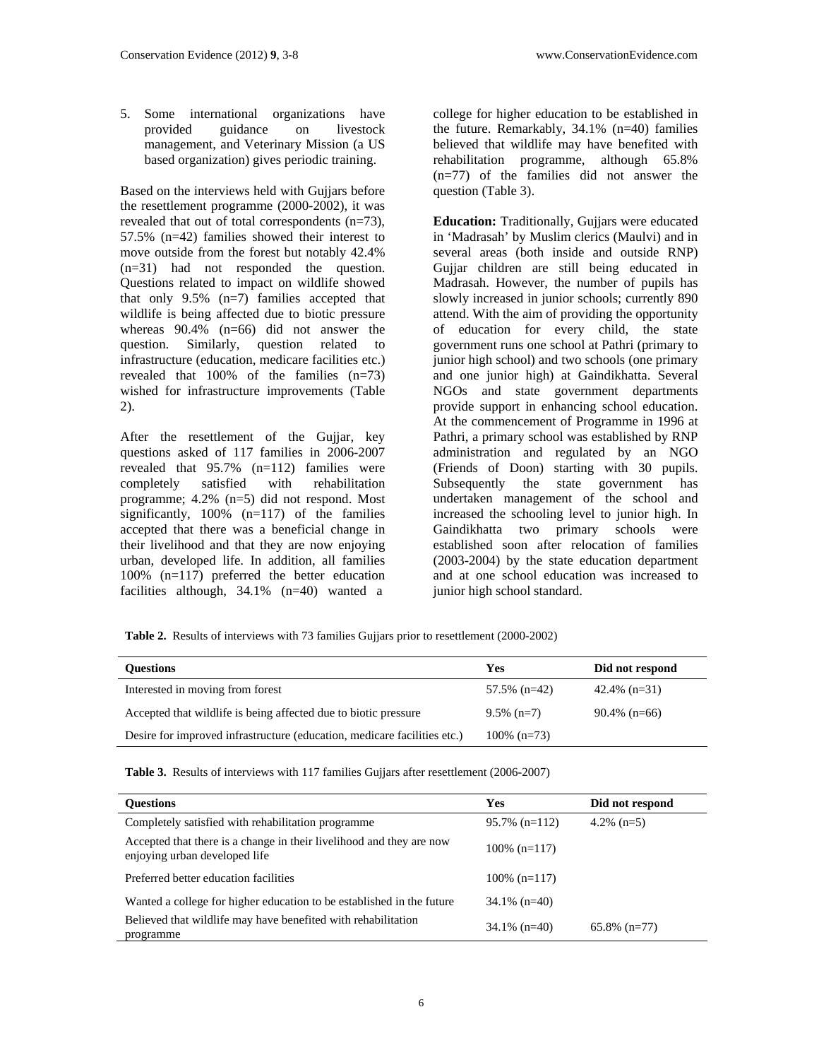5. Some international organizations have provided guidance on livestock management, and Veterinary Mission (a US based organization) gives periodic training.

Based on the interviews held with Gujjars before the resettlement programme (2000-2002), it was revealed that out of total correspondents (n=73), 57.5% (n=42) families showed their interest to move outside from the forest but notably 42.4% (n=31) had not responded the question. Questions related to impact on wildlife showed that only 9.5% (n=7) families accepted that wildlife is being affected due to biotic pressure whereas 90.4% (n=66) did not answer the question. Similarly, question related to infrastructure (education, medicare facilities etc.) revealed that 100% of the families (n=73) wished for infrastructure improvements (Table 2).

After the resettlement of the Gujjar, key questions asked of 117 families in 2006-2007 revealed that 95.7% (n=112) families were completely satisfied with rehabilitation programme; 4.2% (n=5) did not respond. Most significantly, 100% (n=117) of the families accepted that there was a beneficial change in their livelihood and that they are now enjoying urban, developed life. In addition, all families 100% (n=117) preferred the better education facilities although, 34.1% (n=40) wanted a college for higher education to be established in the future. Remarkably, 34.1% (n=40) families believed that wildlife may have benefited with rehabilitation programme, although 65.8% (n=77) of the families did not answer the question (Table 3).

**Education:** Traditionally, Gujjars were educated in 'Madrasah' by Muslim clerics (Maulvi) and in several areas (both inside and outside RNP) Gujjar children are still being educated in Madrasah. However, the number of pupils has slowly increased in junior schools; currently 890 attend. With the aim of providing the opportunity of education for every child, the state government runs one school at Pathri (primary to junior high school) and two schools (one primary and one junior high) at Gaindikhatta. Several NGOs and state government departments provide support in enhancing school education. At the commencement of Programme in 1996 at Pathri, a primary school was established by RNP administration and regulated by an NGO (Friends of Doon) starting with 30 pupils. Subsequently the state government has undertaken management of the school and increased the schooling level to junior high. In Gaindikhatta two primary schools were established soon after relocation of families (2003-2004) by the state education department and at one school education was increased to junior high school standard.

**Table 2.** Results of interviews with 73 families Gujjars prior to resettlement (2000-2002)

| Questions | Yes | Did not respond |
|---|---|---|
| Interested in moving from forest | 57.5% (n=42) | 42.4% (n=31) |
| Accepted that wildlife is being affected due to biotic pressure | 9.5% (n=7) | 90.4% (n=66) |
| Desire for improved infrastructure (education, medicare facilities etc.) | 100% (n=73) | |

**Table 3.** Results of interviews with 117 families Gujjars after resettlement (2006-2007)

| Questions | Yes | Did not respond |
|---|---|---|
| Completely satisfied with rehabilitation programme | 95.7% (n=112) | 4.2% (n=5) |
| Accepted that there is a change in their livelihood and they are now enjoying urban developed life | 100% (n=117) | |
| Preferred better education facilities | 100% (n=117) | |
| Wanted a college for higher education to be established in the future | 34.1% (n=40) | |
| Believed that wildlife may have benefited with rehabilitation programme | 34.1% (n=40) | 65.8% (n=77) |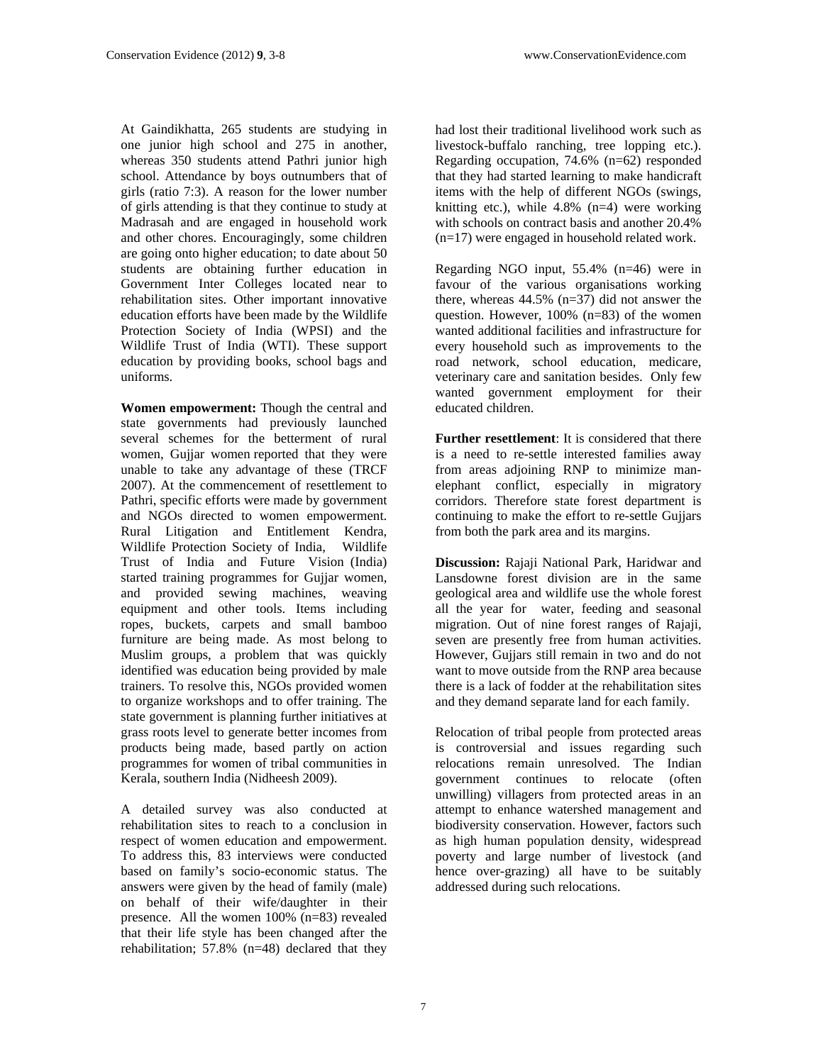At Gaindikhatta, 265 students are studying in one junior high school and 275 in another, whereas 350 students attend Pathri junior high school. Attendance by boys outnumbers that of girls (ratio 7:3). A reason for the lower number of girls attending is that they continue to study at Madrasah and are engaged in household work and other chores. Encouragingly, some children are going onto higher education; to date about 50 students are obtaining further education in Government Inter Colleges located near to rehabilitation sites. Other important innovative education efforts have been made by the Wildlife Protection Society of India (WPSI) and the Wildlife Trust of India (WTI). These support education by providing books, school bags and uniforms.

**Women empowerment:** Though the central and state governments had previously launched several schemes for the betterment of rural women, Gujjar women reported that they were unable to take any advantage of these (TRCF 2007). At the commencement of resettlement to Pathri, specific efforts were made by government and NGOs directed to women empowerment. Rural Litigation and Entitlement Kendra, Wildlife Protection Society of India, Wildlife Trust of India and Future Vision (India) started training programmes for Gujjar women, and provided sewing machines, weaving equipment and other tools. Items including ropes, buckets, carpets and small bamboo furniture are being made. As most belong to Muslim groups, a problem that was quickly identified was education being provided by male trainers. To resolve this, NGOs provided women to organize workshops and to offer training. The state government is planning further initiatives at grass roots level to generate better incomes from products being made, based partly on action programmes for women of tribal communities in Kerala, southern India (Nidheesh 2009).

A detailed survey was also conducted at rehabilitation sites to reach to a conclusion in respect of women education and empowerment. To address this, 83 interviews were conducted based on family's socio-economic status. The answers were given by the head of family (male) on behalf of their wife/daughter in their presence. All the women 100% (n=83) revealed that their life style has been changed after the rehabilitation; 57.8% (n=48) declared that they had lost their traditional livelihood work such as livestock-buffalo ranching, tree lopping etc.). Regarding occupation, 74.6% (n=62) responded that they had started learning to make handicraft items with the help of different NGOs (swings, knitting etc.), while 4.8% (n=4) were working with schools on contract basis and another 20.4% (n=17) were engaged in household related work.

Regarding NGO input, 55.4% (n=46) were in favour of the various organisations working there, whereas 44.5% (n=37) did not answer the question. However, 100% (n=83) of the women wanted additional facilities and infrastructure for every household such as improvements to the road network, school education, medicare, veterinary care and sanitation besides. Only few wanted government employment for their educated children.

**Further resettlement**: It is considered that there is a need to re-settle interested families away from areas adjoining RNP to minimize man-elephant conflict, especially in migratory corridors. Therefore state forest department is continuing to make the effort to re-settle Gujjars from both the park area and its margins.

**Discussion:** Rajaji National Park, Haridwar and Lansdowne forest division are in the same geological area and wildlife use the whole forest all the year for water, feeding and seasonal migration. Out of nine forest ranges of Rajaji, seven are presently free from human activities. However, Gujjars still remain in two and do not want to move outside from the RNP area because there is a lack of fodder at the rehabilitation sites and they demand separate land for each family.

Relocation of tribal people from protected areas is controversial and issues regarding such relocations remain unresolved. The Indian government continues to relocate (often unwilling) villagers from protected areas in an attempt to enhance watershed management and biodiversity conservation. However, factors such as high human population density, widespread poverty and large number of livestock (and hence over-grazing) all have to be suitably addressed during such relocations.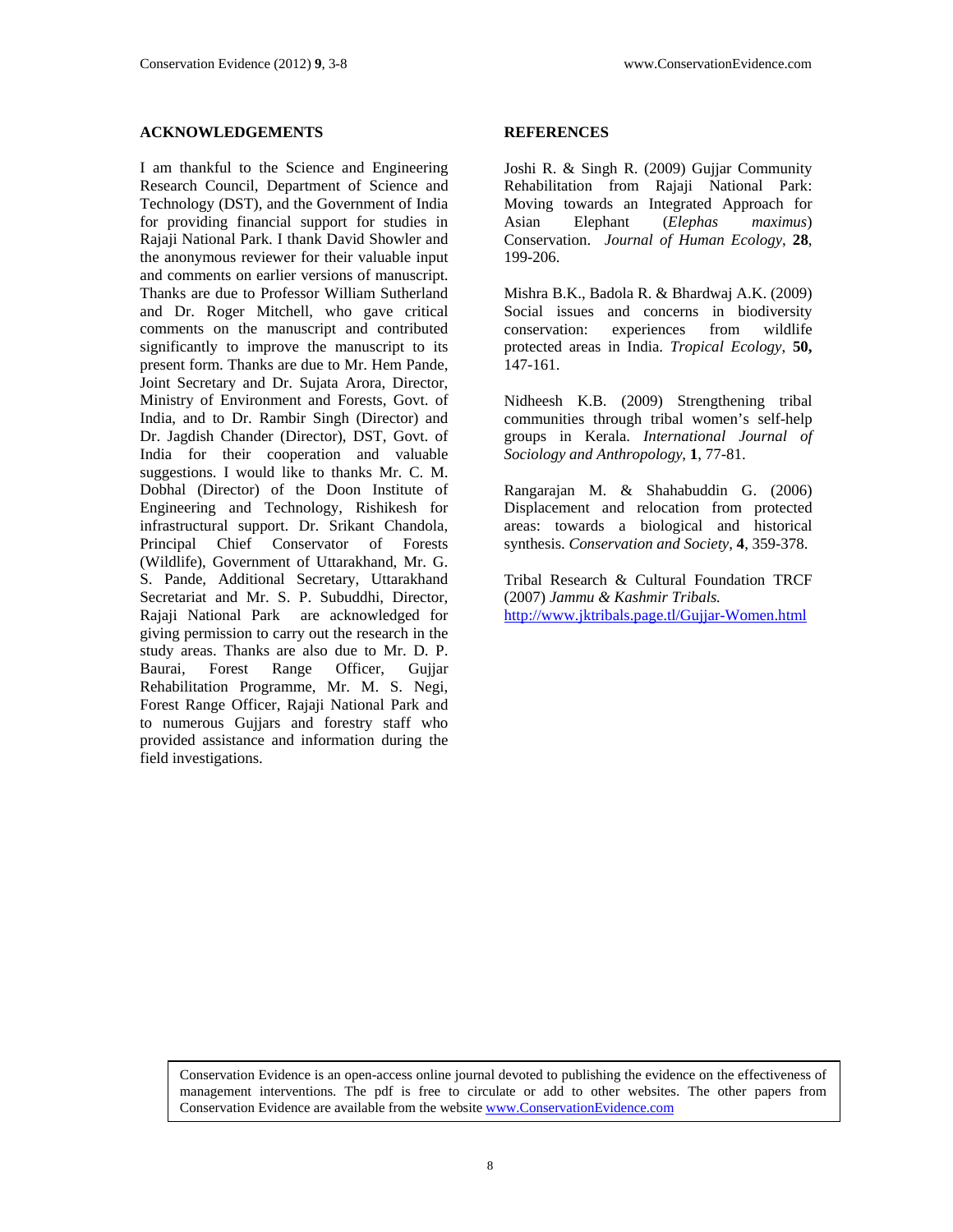## ACKNOWLEDGEMENTS

I am thankful to the Science and Engineering Research Council, Department of Science and Technology (DST), and the Government of India for providing financial support for studies in Rajaji National Park. I thank David Showler and the anonymous reviewer for their valuable input and comments on earlier versions of manuscript. Thanks are due to Professor William Sutherland and Dr. Roger Mitchell, who gave critical comments on the manuscript and contributed significantly to improve the manuscript to its present form. Thanks are due to Mr. Hem Pande, Joint Secretary and Dr. Sujata Arora, Director, Ministry of Environment and Forests, Govt. of India, and to Dr. Rambir Singh (Director) and Dr. Jagdish Chander (Director), DST, Govt. of India for their cooperation and valuable suggestions. I would like to thanks Mr. C. M. Dobhal (Director) of the Doon Institute of Engineering and Technology, Rishikesh for infrastructural support. Dr. Srikant Chandola, Principal Chief Conservator of Forests (Wildlife), Government of Uttarakhand, Mr. G. S. Pande, Additional Secretary, Uttarakhand Secretariat and Mr. S. P. Subuddhi, Director, Rajaji National Park are acknowledged for giving permission to carry out the research in the study areas. Thanks are also due to Mr. D. P. Baurai, Forest Range Officer, Gujjar Rehabilitation Programme, Mr. M. S. Negi, Forest Range Officer, Rajaji National Park and to numerous Gujjars and forestry staff who provided assistance and information during the field investigations.

## REFERENCES

Joshi R. & Singh R. (2009) Gujjar Community Rehabilitation from Rajaji National Park: Moving towards an Integrated Approach for Asian Elephant (*Elephas maximus*) Conservation. *Journal of Human Ecology*, **28**, 199-206.

Mishra B.K., Badola R. & Bhardwaj A.K. (2009) Social issues and concerns in biodiversity conservation: experiences from wildlife protected areas in India. *Tropical Ecology*, **50,** 147-161.

Nidheesh K.B. (2009) Strengthening tribal communities through tribal women's self-help groups in Kerala. *International Journal of Sociology and Anthropology*, **1**, 77-81.

Rangarajan M. & Shahabuddin G. (2006) Displacement and relocation from protected areas: towards a biological and historical synthesis. *Conservation and Society*, **4**, 359-378.

Tribal Research & Cultural Foundation TRCF (2007) *Jammu & Kashmir Tribals.* http://www.jktribals.page.tl/Gujjar-Women.html

Conservation Evidence is an open-access online journal devoted to publishing the evidence on the effectiveness of management interventions. The pdf is free to circulate or add to other websites. The other papers from Conservation Evidence are available from the website www.ConservationEvidence.com